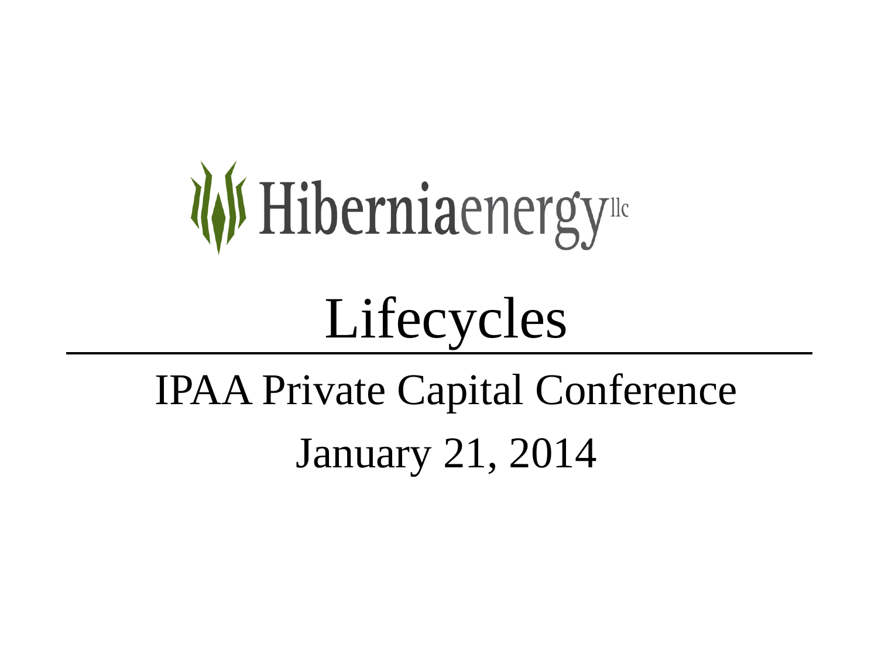Hiberniaenergy llc

# Lifecycles

## IPAA Private Capital Conference

January 21, 2014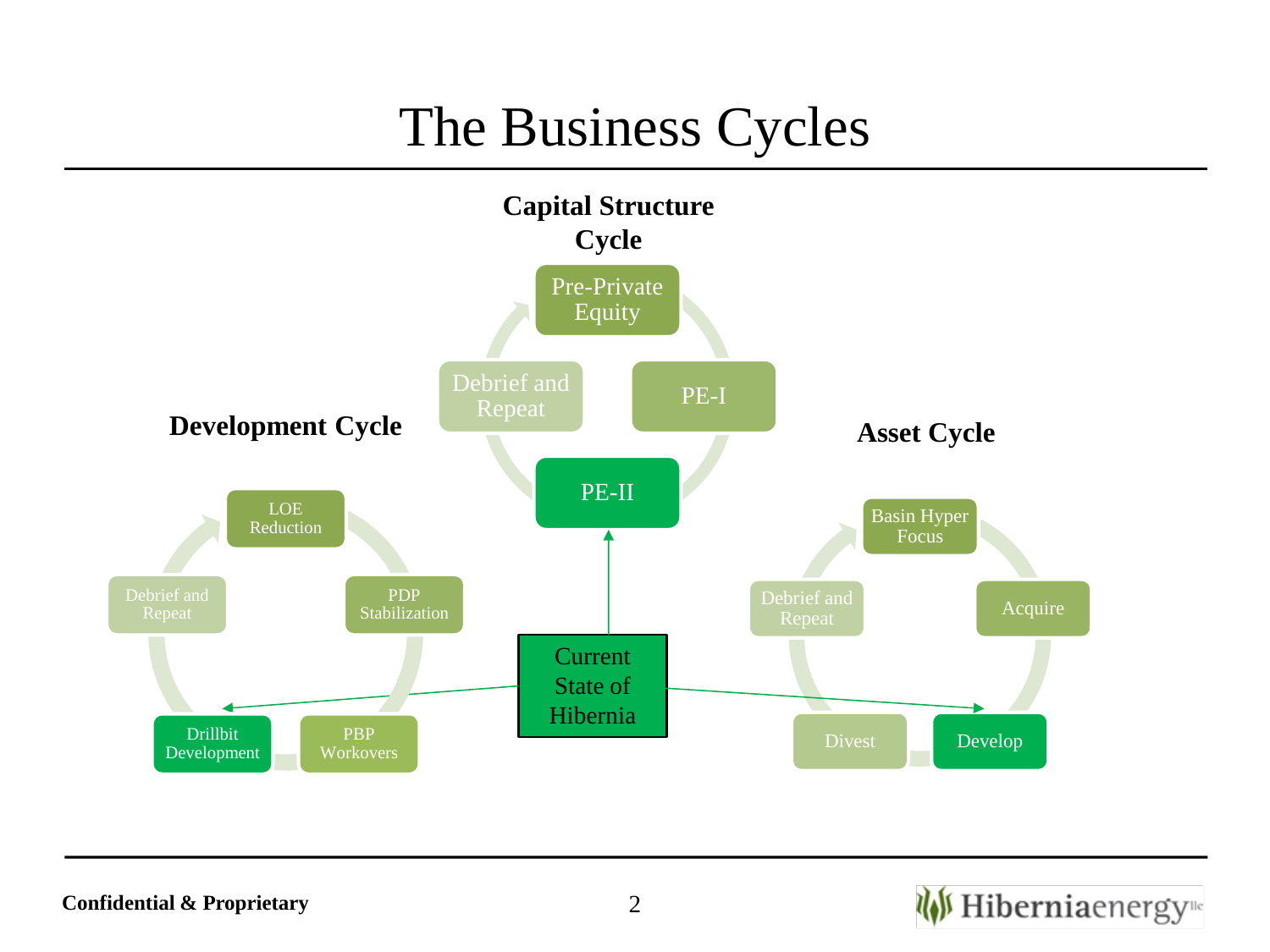# The Business Cycles

**Capital Structure Cycle**

- Pre-Private Equity
- PE-I
- PE-II
- Debrief and Repeat

**Development Cycle**

- LOE Reduction
- PDP Stabilization
- PBP Workovers
- Drillbit Development
- Debrief and Repeat

**Asset Cycle**

- Basin Hyper Focus
- Acquire
- Develop
- Divest
- Debrief and Repeat

Current State of Hibernia

Confidential & Proprietary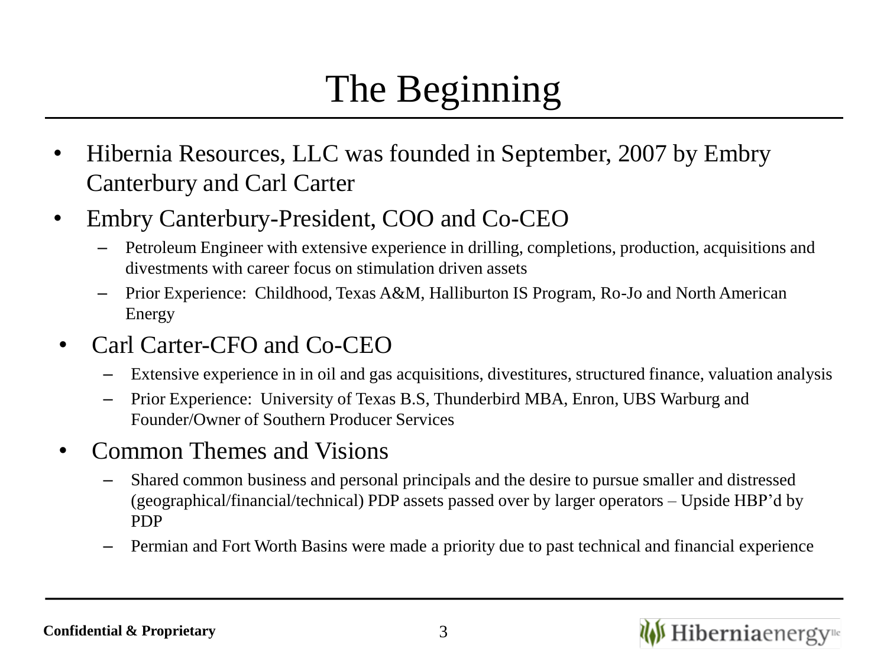# The Beginning

- Hibernia Resources, LLC was founded in September, 2007 by Embry Canterbury and Carl Carter
- Embry Canterbury-President, COO and Co-CEO
  - Petroleum Engineer with extensive experience in drilling, completions, production, acquisitions and divestments with career focus on stimulation driven assets
  - Prior Experience: Childhood, Texas A&M, Halliburton IS Program, Ro-Jo and North American Energy
- Carl Carter-CFO and Co-CEO
  - Extensive experience in in oil and gas acquisitions, divestitures, structured finance, valuation analysis
  - Prior Experience: University of Texas B.S, Thunderbird MBA, Enron, UBS Warburg and Founder/Owner of Southern Producer Services
- Common Themes and Visions
  - Shared common business and personal principals and the desire to pursue smaller and distressed (geographical/financial/technical) PDP assets passed over by larger operators – Upside HBP'd by PDP
  - Permian and Fort Worth Basins were made a priority due to past technical and financial experience

**Confidential & Proprietary**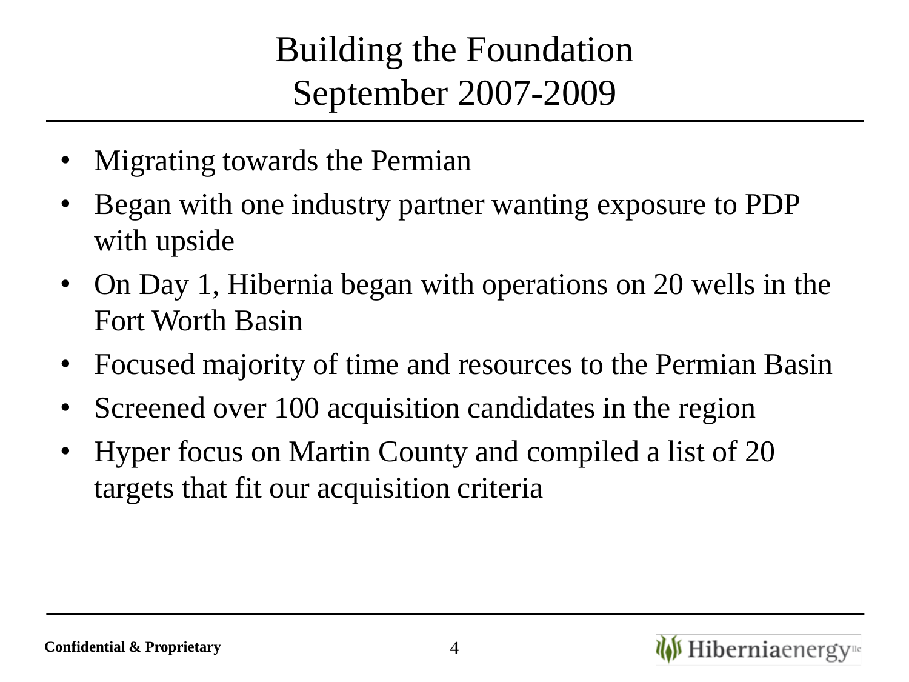# Building the Foundation
# September 2007-2009

- Migrating towards the Permian
- Began with one industry partner wanting exposure to PDP with upside
- On Day 1, Hibernia began with operations on 20 wells in the Fort Worth Basin
- Focused majority of time and resources to the Permian Basin
- Screened over 100 acquisition candidates in the region
- Hyper focus on Martin County and compiled a list of 20 targets that fit our acquisition criteria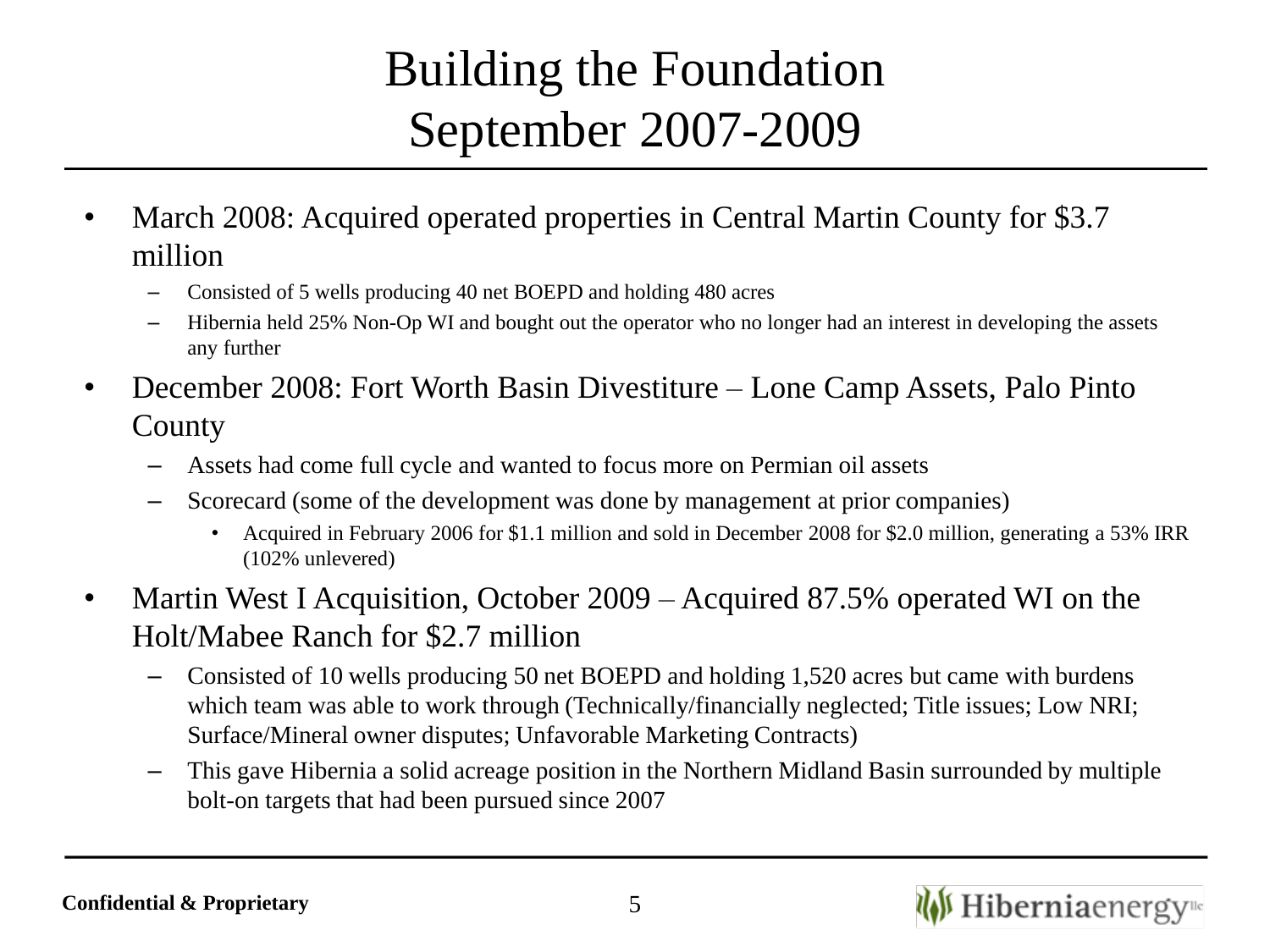# Building the Foundation September 2007-2009

- March 2008: Acquired operated properties in Central Martin County for $3.7 million
  - Consisted of 5 wells producing 40 net BOEPD and holding 480 acres
  - Hibernia held 25% Non-Op WI and bought out the operator who no longer had an interest in developing the assets any further
- December 2008: Fort Worth Basin Divestiture – Lone Camp Assets, Palo Pinto County
  - Assets had come full cycle and wanted to focus more on Permian oil assets
  - Scorecard (some of the development was done by management at prior companies)
    - Acquired in February 2006 for $1.1 million and sold in December 2008 for $2.0 million, generating a 53% IRR (102% unlevered)
- Martin West I Acquisition, October 2009 – Acquired 87.5% operated WI on the Holt/Mabee Ranch for $2.7 million
  - Consisted of 10 wells producing 50 net BOEPD and holding 1,520 acres but came with burdens which team was able to work through (Technically/financially neglected; Title issues; Low NRI; Surface/Mineral owner disputes; Unfavorable Marketing Contracts)
  - This gave Hibernia a solid acreage position in the Northern Midland Basin surrounded by multiple bolt-on targets that had been pursued since 2007

**Confidential & Proprietary**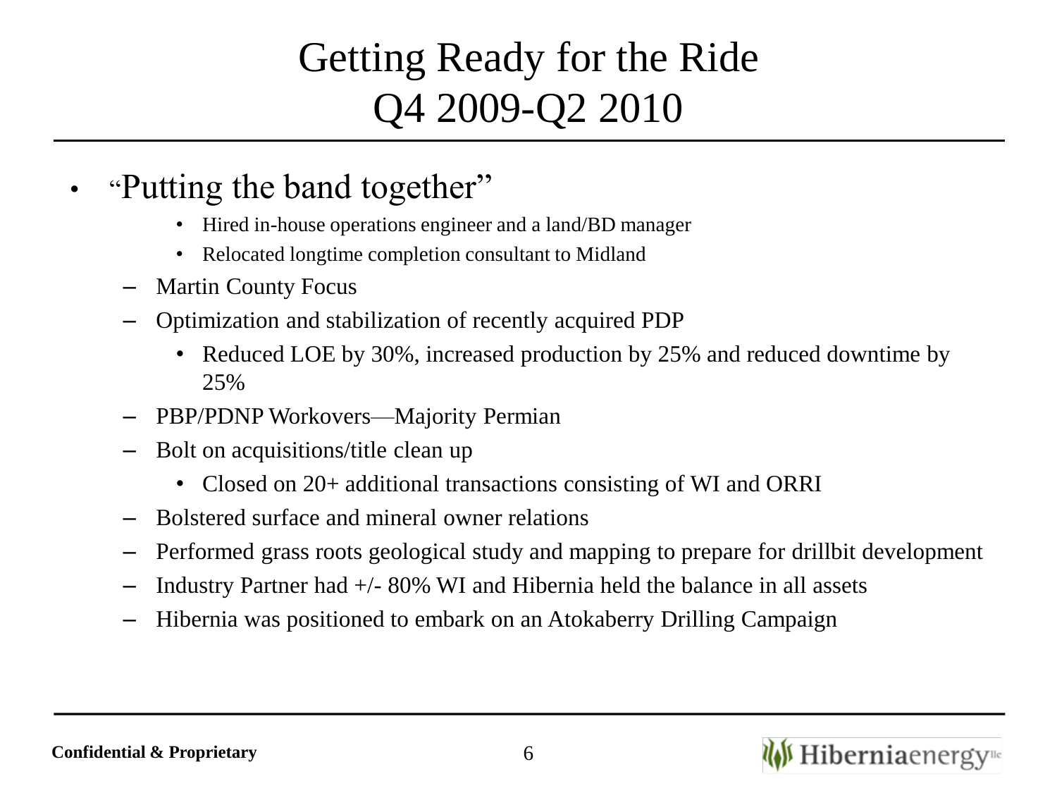# Getting Ready for the Ride
# Q4 2009-Q2 2010

- "Putting the band together"
    - Hired in-house operations engineer and a land/BD manager
    - Relocated longtime completion consultant to Midland
  - Martin County Focus
  - Optimization and stabilization of recently acquired PDP
    - Reduced LOE by 30%, increased production by 25% and reduced downtime by 25%
  - PBP/PDNP Workovers—Majority Permian
  - Bolt on acquisitions/title clean up
    - Closed on 20+ additional transactions consisting of WI and ORRI
  - Bolstered surface and mineral owner relations
  - Performed grass roots geological study and mapping to prepare for drillbit development
  - Industry Partner had +/- 80% WI and Hibernia held the balance in all assets
  - Hibernia was positioned to embark on an Atokaberry Drilling Campaign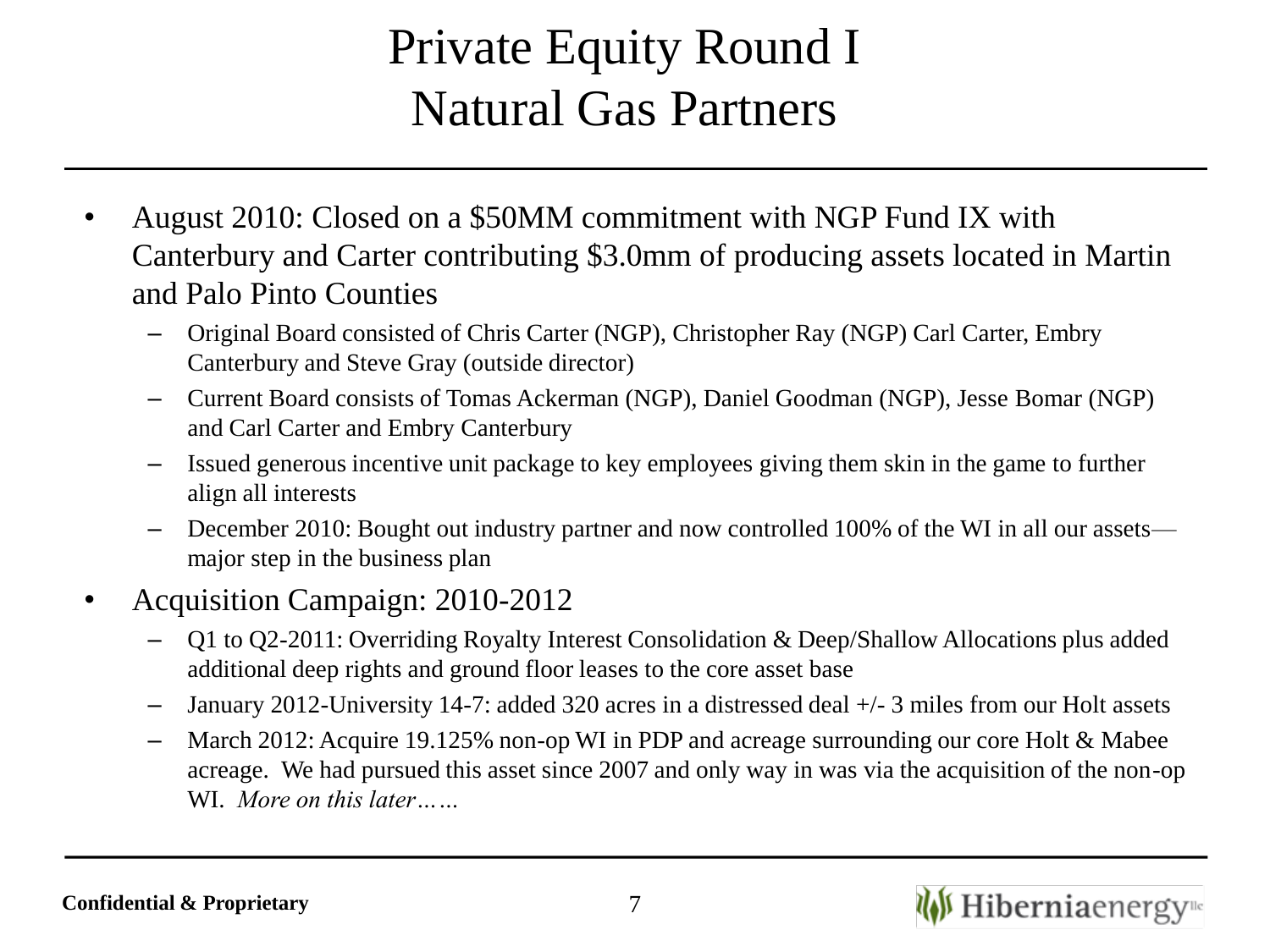# Private Equity Round I
# Natural Gas Partners

- August 2010: Closed on a $50MM commitment with NGP Fund IX with Canterbury and Carter contributing $3.0mm of producing assets located in Martin and Palo Pinto Counties
  - Original Board consisted of Chris Carter (NGP), Christopher Ray (NGP) Carl Carter, Embry Canterbury and Steve Gray (outside director)
  - Current Board consists of Tomas Ackerman (NGP), Daniel Goodman (NGP), Jesse Bomar (NGP) and Carl Carter and Embry Canterbury
  - Issued generous incentive unit package to key employees giving them skin in the game to further align all interests
  - December 2010: Bought out industry partner and now controlled 100% of the WI in all our assets—major step in the business plan
- Acquisition Campaign: 2010-2012
  - Q1 to Q2-2011: Overriding Royalty Interest Consolidation & Deep/Shallow Allocations plus added additional deep rights and ground floor leases to the core asset base
  - January 2012-University 14-7: added 320 acres in a distressed deal +/- 3 miles from our Holt assets
  - March 2012: Acquire 19.125% non-op WI in PDP and acreage surrounding our core Holt & Mabee acreage. We had pursued this asset since 2007 and only way in was via the acquisition of the non-op WI. *More on this later……*

**Confidential & Proprietary**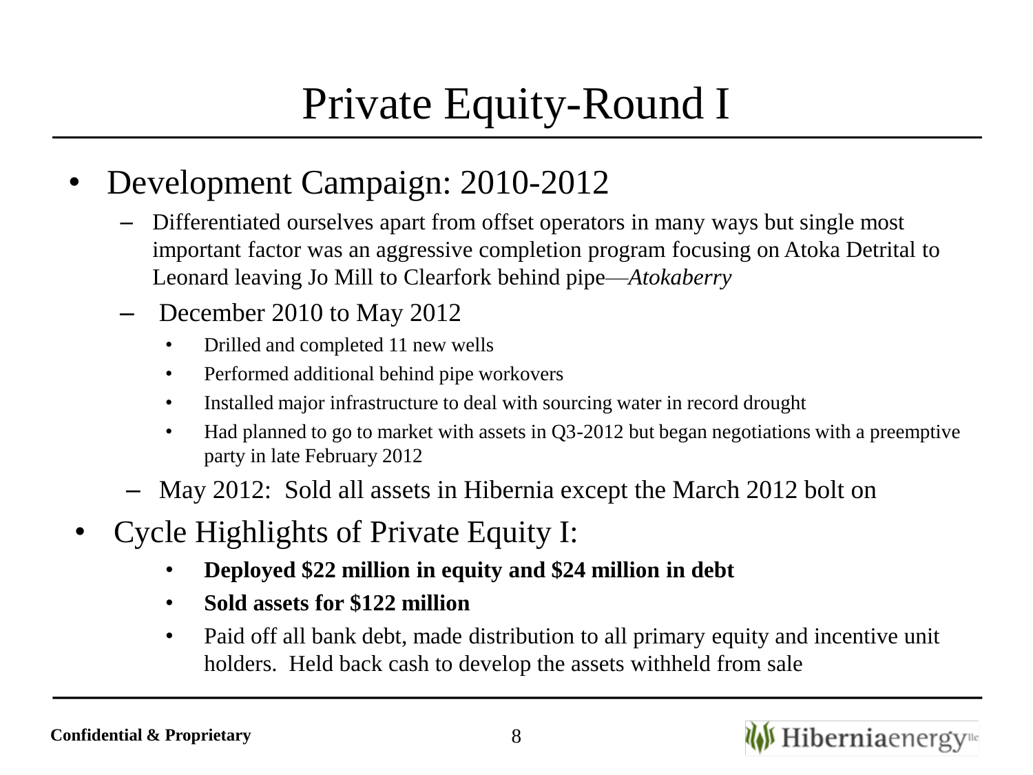# Private Equity-Round I

- Development Campaign: 2010-2012
  - Differentiated ourselves apart from offset operators in many ways but single most important factor was an aggressive completion program focusing on Atoka Detrital to Leonard leaving Jo Mill to Clearfork behind pipe—*Atokaberry*
  - December 2010 to May 2012
    - Drilled and completed 11 new wells
    - Performed additional behind pipe workovers
    - Installed major infrastructure to deal with sourcing water in record drought
    - Had planned to go to market with assets in Q3-2012 but began negotiations with a preemptive party in late February 2012
  - May 2012: Sold all assets in Hibernia except the March 2012 bolt on
- Cycle Highlights of Private Equity I:
  - **Deployed $22 million in equity and $24 million in debt**
  - **Sold assets for $122 million**
  - Paid off all bank debt, made distribution to all primary equity and incentive unit holders. Held back cash to develop the assets withheld from sale

Confidential & Proprietary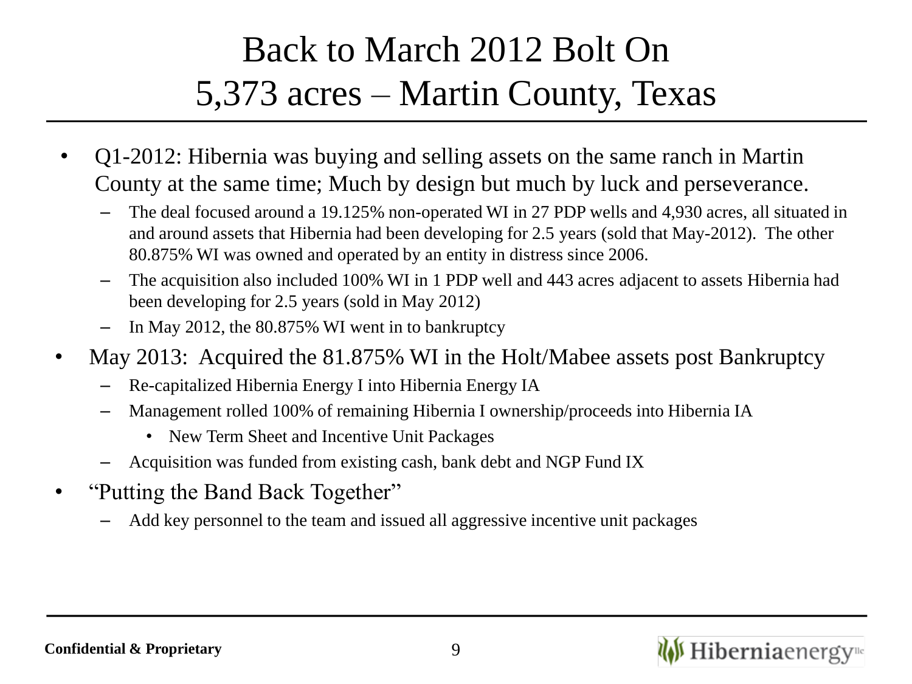# Back to March 2012 Bolt On
# 5,373 acres – Martin County, Texas

- Q1-2012: Hibernia was buying and selling assets on the same ranch in Martin County at the same time; Much by design but much by luck and perseverance.
  - The deal focused around a 19.125% non-operated WI in 27 PDP wells and 4,930 acres, all situated in and around assets that Hibernia had been developing for 2.5 years (sold that May-2012). The other 80.875% WI was owned and operated by an entity in distress since 2006.
  - The acquisition also included 100% WI in 1 PDP well and 443 acres adjacent to assets Hibernia had been developing for 2.5 years (sold in May 2012)
  - In May 2012, the 80.875% WI went in to bankruptcy
- May 2013: Acquired the 81.875% WI in the Holt/Mabee assets post Bankruptcy
  - Re-capitalized Hibernia Energy I into Hibernia Energy IA
  - Management rolled 100% of remaining Hibernia I ownership/proceeds into Hibernia IA
    - New Term Sheet and Incentive Unit Packages
  - Acquisition was funded from existing cash, bank debt and NGP Fund IX
- "Putting the Band Back Together"
  - Add key personnel to the team and issued all aggressive incentive unit packages

**Confidential & Proprietary**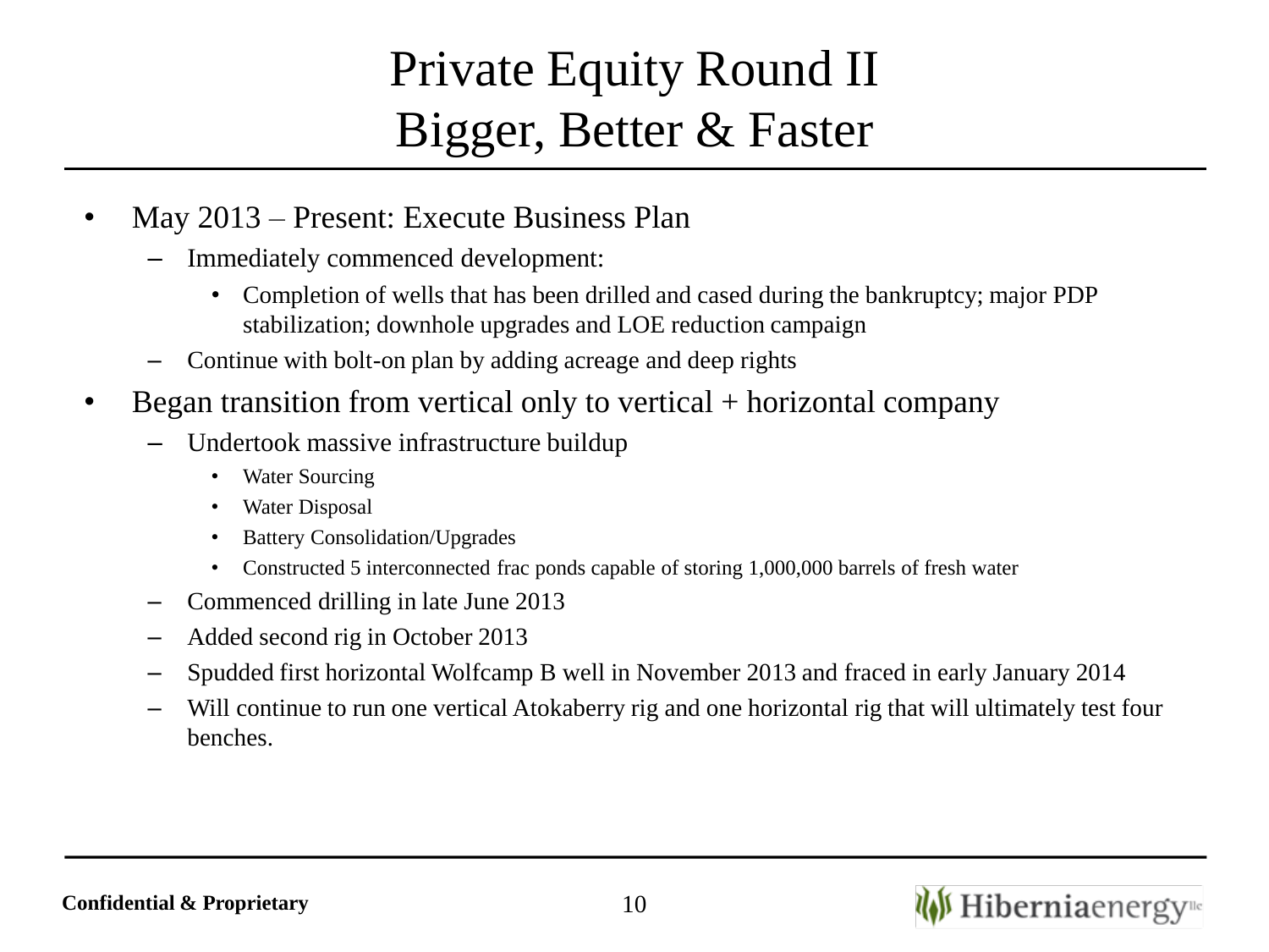# Private Equity Round II
# Bigger, Better & Faster

- May 2013 – Present: Execute Business Plan
  - Immediately commenced development:
    - Completion of wells that has been drilled and cased during the bankruptcy; major PDP stabilization; downhole upgrades and LOE reduction campaign
  - Continue with bolt-on plan by adding acreage and deep rights
- Began transition from vertical only to vertical + horizontal company
  - Undertook massive infrastructure buildup
    - Water Sourcing
    - Water Disposal
    - Battery Consolidation/Upgrades
    - Constructed 5 interconnected frac ponds capable of storing 1,000,000 barrels of fresh water
  - Commenced drilling in late June 2013
  - Added second rig in October 2013
  - Spudded first horizontal Wolfcamp B well in November 2013 and fraced in early January 2014
  - Will continue to run one vertical Atokaberry rig and one horizontal rig that will ultimately test four benches.

**Confidential & Proprietary**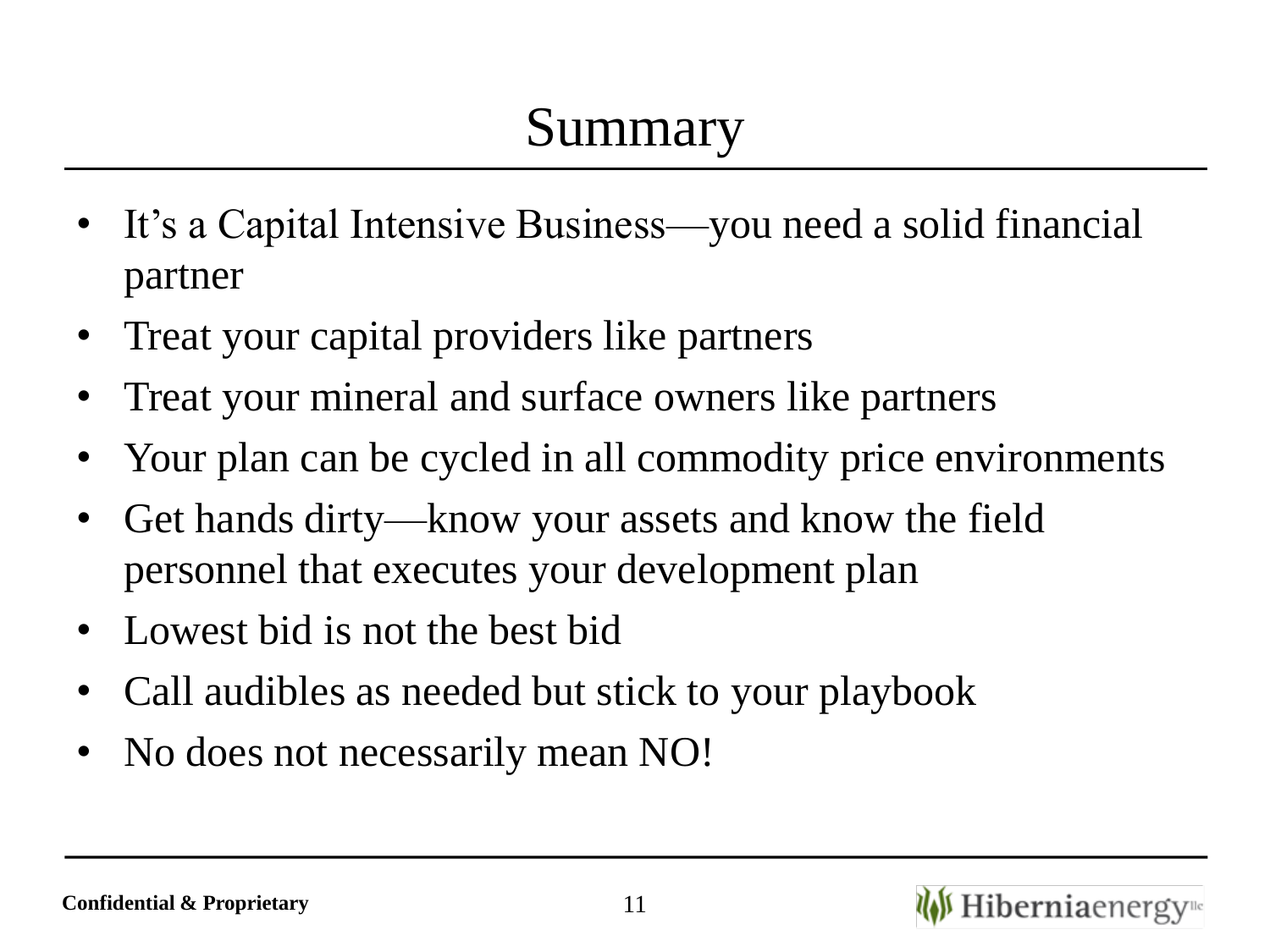# Summary

- It's a Capital Intensive Business—you need a solid financial partner
- Treat your capital providers like partners
- Treat your mineral and surface owners like partners
- Your plan can be cycled in all commodity price environments
- Get hands dirty—know your assets and know the field personnel that executes your development plan
- Lowest bid is not the best bid
- Call audibles as needed but stick to your playbook
- No does not necessarily mean NO!